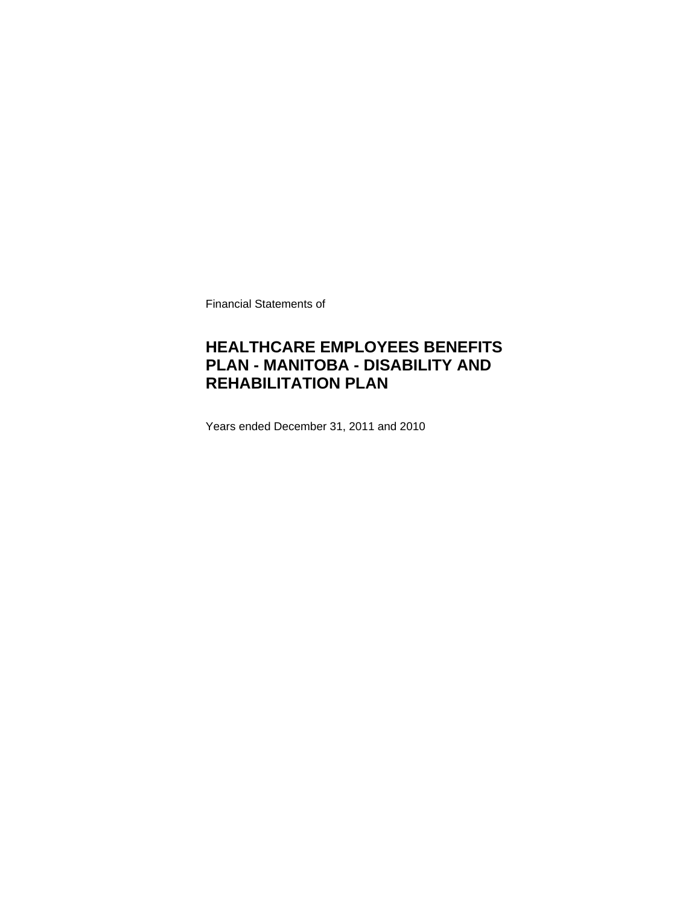Financial Statements of

# HEALTHCARE EMPLOYEES BENEFITS PLAN - MANITOBA - DISABILITY AND REHABILITATION PLAN

Years ended December 31, 2011 and 2010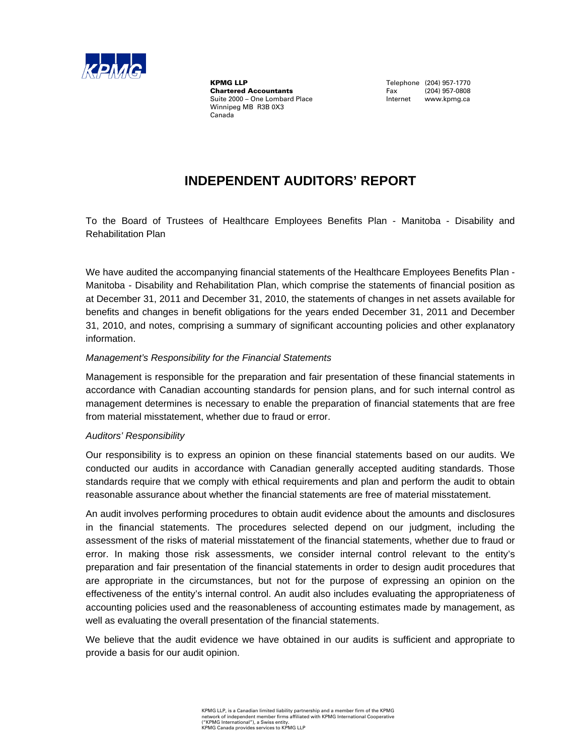**KPMG LLP**
**Chartered Accountants**
Suite 2000 – One Lombard Place
Winnipeg MB R3B 0X3
Canada

Telephone (204) 957-1770
Fax (204) 957-0808
Internet www.kpmg.ca

# INDEPENDENT AUDITORS' REPORT

To the Board of Trustees of Healthcare Employees Benefits Plan - Manitoba - Disability and Rehabilitation Plan

We have audited the accompanying financial statements of the Healthcare Employees Benefits Plan - Manitoba - Disability and Rehabilitation Plan, which comprise the statements of financial position as at December 31, 2011 and December 31, 2010, the statements of changes in net assets available for benefits and changes in benefit obligations for the years ended December 31, 2011 and December 31, 2010, and notes, comprising a summary of significant accounting policies and other explanatory information.

*Management's Responsibility for the Financial Statements*

Management is responsible for the preparation and fair presentation of these financial statements in accordance with Canadian accounting standards for pension plans, and for such internal control as management determines is necessary to enable the preparation of financial statements that are free from material misstatement, whether due to fraud or error.

*Auditors' Responsibility*

Our responsibility is to express an opinion on these financial statements based on our audits. We conducted our audits in accordance with Canadian generally accepted auditing standards. Those standards require that we comply with ethical requirements and plan and perform the audit to obtain reasonable assurance about whether the financial statements are free of material misstatement.

An audit involves performing procedures to obtain audit evidence about the amounts and disclosures in the financial statements. The procedures selected depend on our judgment, including the assessment of the risks of material misstatement of the financial statements, whether due to fraud or error. In making those risk assessments, we consider internal control relevant to the entity's preparation and fair presentation of the financial statements in order to design audit procedures that are appropriate in the circumstances, but not for the purpose of expressing an opinion on the effectiveness of the entity's internal control. An audit also includes evaluating the appropriateness of accounting policies used and the reasonableness of accounting estimates made by management, as well as evaluating the overall presentation of the financial statements.

We believe that the audit evidence we have obtained in our audits is sufficient and appropriate to provide a basis for our audit opinion.

KPMG LLP, is a Canadian limited liability partnership and a member firm of the KPMG network of independent member firms affiliated with KPMG International Cooperative ("KPMG International"), a Swiss entity.
KPMG Canada provides services to KPMG LLP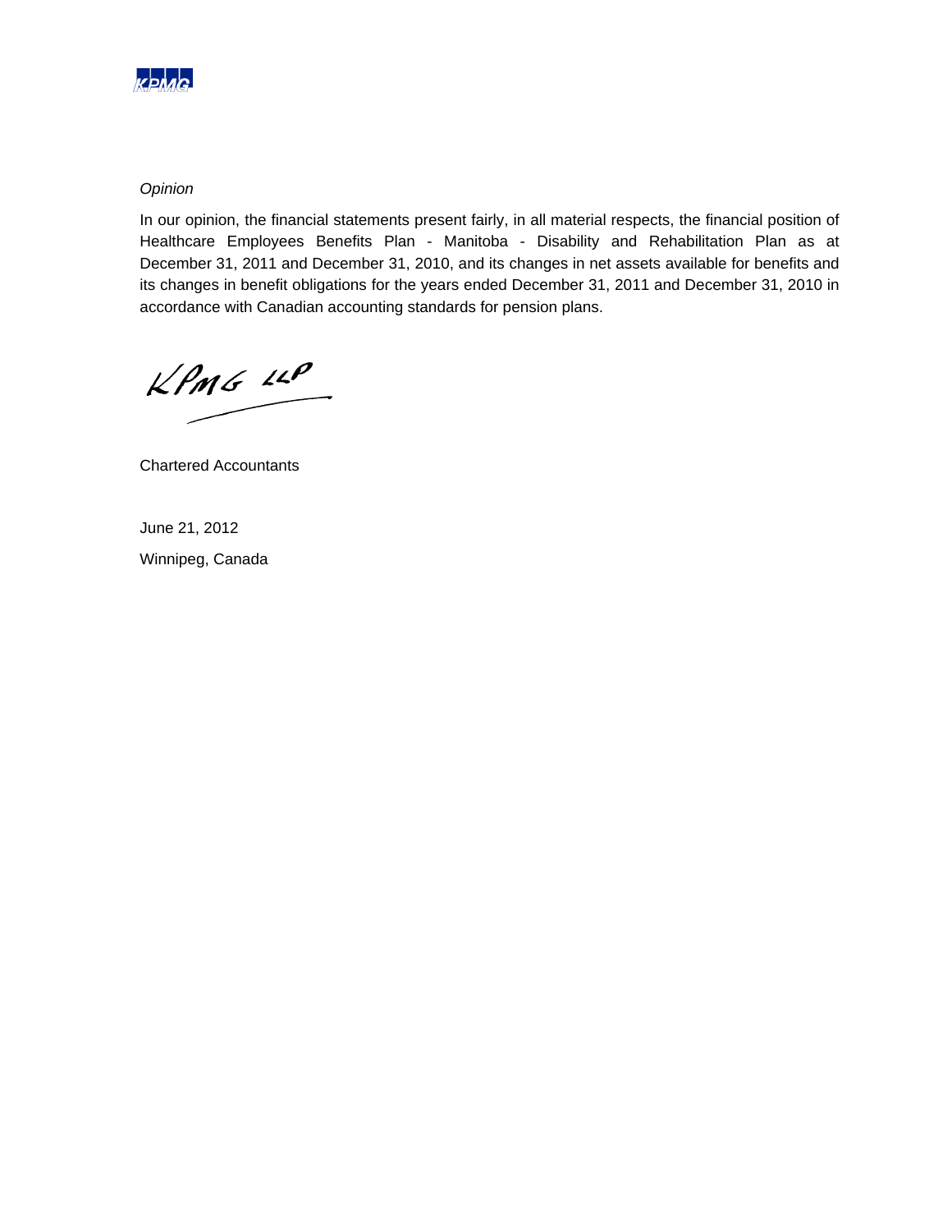*Opinion*

In our opinion, the financial statements present fairly, in all material respects, the financial position of Healthcare Employees Benefits Plan - Manitoba - Disability and Rehabilitation Plan as at December 31, 2011 and December 31, 2010, and its changes in net assets available for benefits and its changes in benefit obligations for the years ended December 31, 2011 and December 31, 2010 in accordance with Canadian accounting standards for pension plans.

KPMG LLP

Chartered Accountants

June 21, 2012

Winnipeg, Canada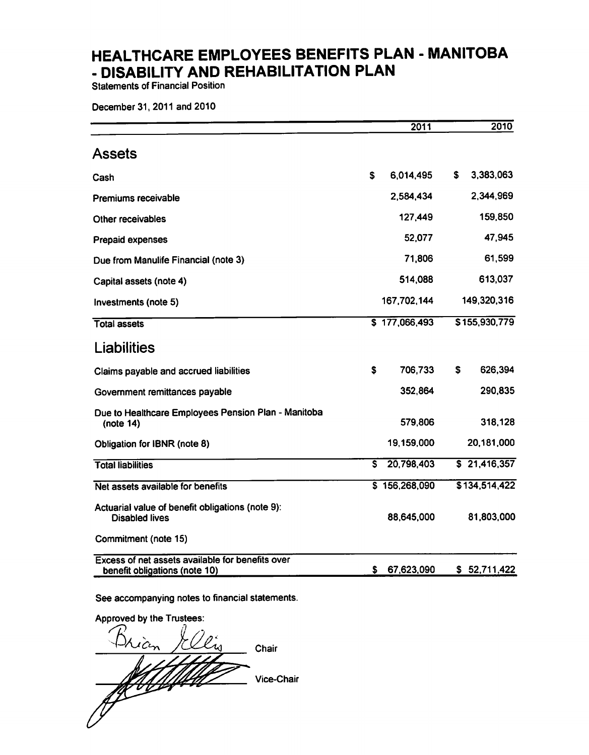# HEALTHCARE EMPLOYEES BENEFITS PLAN - MANITOBA - DISABILITY AND REHABILITATION PLAN

Statements of Financial Position

December 31, 2011 and 2010

| | 2011 | 2010 |
|---|---|---|
| **Assets** | | |
| Cash | $ 6,014,495 | $ 3,383,063 |
| Premiums receivable | 2,584,434 | 2,344,969 |
| Other receivables | 127,449 | 159,850 |
| Prepaid expenses | 52,077 | 47,945 |
| Due from Manulife Financial (note 3) | 71,806 | 61,599 |
| Capital assets (note 4) | 514,088 | 613,037 |
| Investments (note 5) | 167,702,144 | 149,320,316 |
| Total assets | $ 177,066,493 | $ 155,930,779 |
| **Liabilities** | | |
| Claims payable and accrued liabilities | $ 706,733 | $ 626,394 |
| Government remittances payable | 352,864 | 290,835 |
| Due to Healthcare Employees Pension Plan - Manitoba (note 14) | 579,806 | 318,128 |
| Obligation for IBNR (note 8) | 19,159,000 | 20,181,000 |
| Total liabilities | $ 20,798,403 | $ 21,416,357 |
| Net assets available for benefits | $ 156,268,090 | $ 134,514,422 |
| Actuarial value of benefit obligations (note 9): Disabled lives | 88,645,000 | 81,803,000 |
| Commitment (note 15) | | |
| Excess of net assets available for benefits over benefit obligations (note 10) | $ 67,623,090 | $ 52,711,422 |

See accompanying notes to financial statements.

Approved by the Trustees:

Brian Ellis, Chair

_______________ Vice-Chair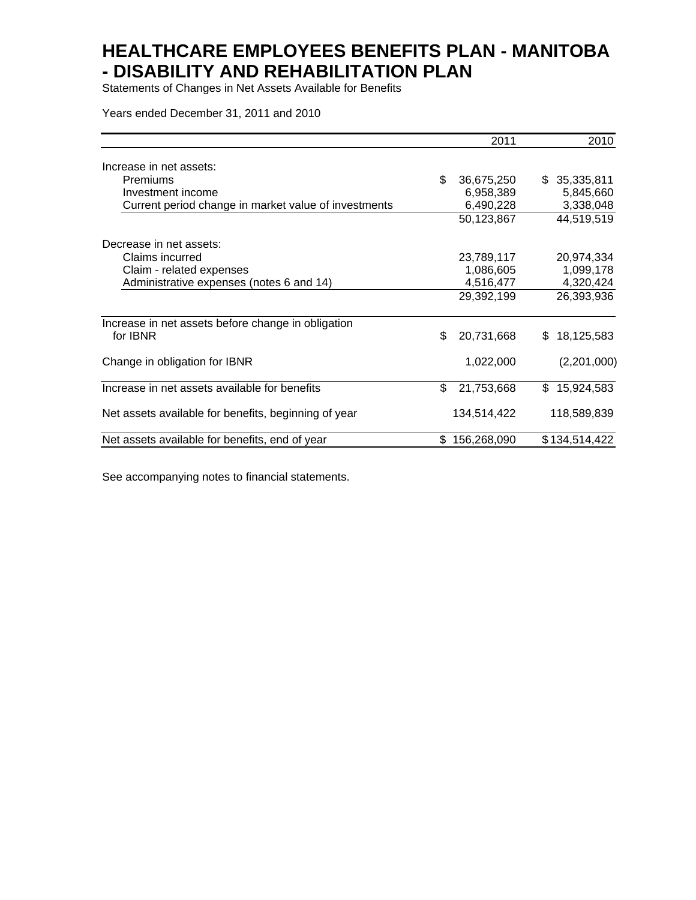# HEALTHCARE EMPLOYEES BENEFITS PLAN - MANITOBA - DISABILITY AND REHABILITATION PLAN

Statements of Changes in Net Assets Available for Benefits

Years ended December 31, 2011 and 2010

| | 2011 | 2010 |
|---|---|---|
| Increase in net assets: | | |
| Premiums | $ 36,675,250 | $ 35,335,811 |
| Investment income | 6,958,389 | 5,845,660 |
| Current period change in market value of investments | 6,490,228 | 3,338,048 |
| | 50,123,867 | 44,519,519 |
| Decrease in net assets: | | |
| Claims incurred | 23,789,117 | 20,974,334 |
| Claim - related expenses | 1,086,605 | 1,099,178 |
| Administrative expenses (notes 6 and 14) | 4,516,477 | 4,320,424 |
| | 29,392,199 | 26,393,936 |
| Increase in net assets before change in obligation for IBNR | $ 20,731,668 | $ 18,125,583 |
| Change in obligation for IBNR | 1,022,000 | (2,201,000) |
| Increase in net assets available for benefits | $ 21,753,668 | $ 15,924,583 |
| Net assets available for benefits, beginning of year | 134,514,422 | 118,589,839 |
| Net assets available for benefits, end of year | $ 156,268,090 | $ 134,514,422 |

See accompanying notes to financial statements.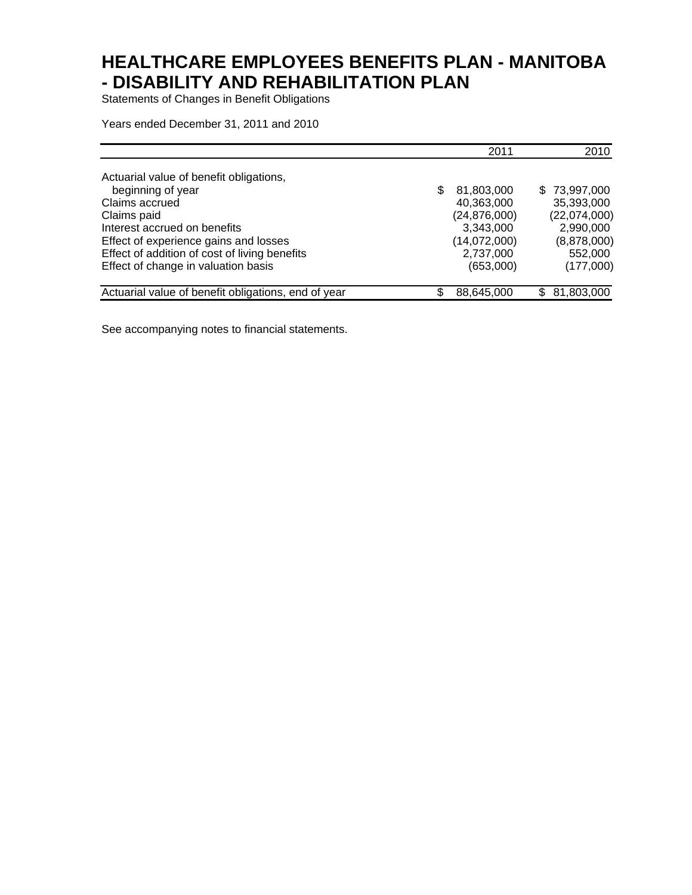# HEALTHCARE EMPLOYEES BENEFITS PLAN - MANITOBA - DISABILITY AND REHABILITATION PLAN

Statements of Changes in Benefit Obligations

Years ended December 31, 2011 and 2010

| | 2011 | 2010 |
|---|---|---|
| Actuarial value of benefit obligations, beginning of year | $ 81,803,000 | $ 73,997,000 |
| Claims accrued | 40,363,000 | 35,393,000 |
| Claims paid | (24,876,000) | (22,074,000) |
| Interest accrued on benefits | 3,343,000 | 2,990,000 |
| Effect of experience gains and losses | (14,072,000) | (8,878,000) |
| Effect of addition of cost of living benefits | 2,737,000 | 552,000 |
| Effect of change in valuation basis | (653,000) | (177,000) |
| Actuarial value of benefit obligations, end of year | $ 88,645,000 | $ 81,803,000 |

See accompanying notes to financial statements.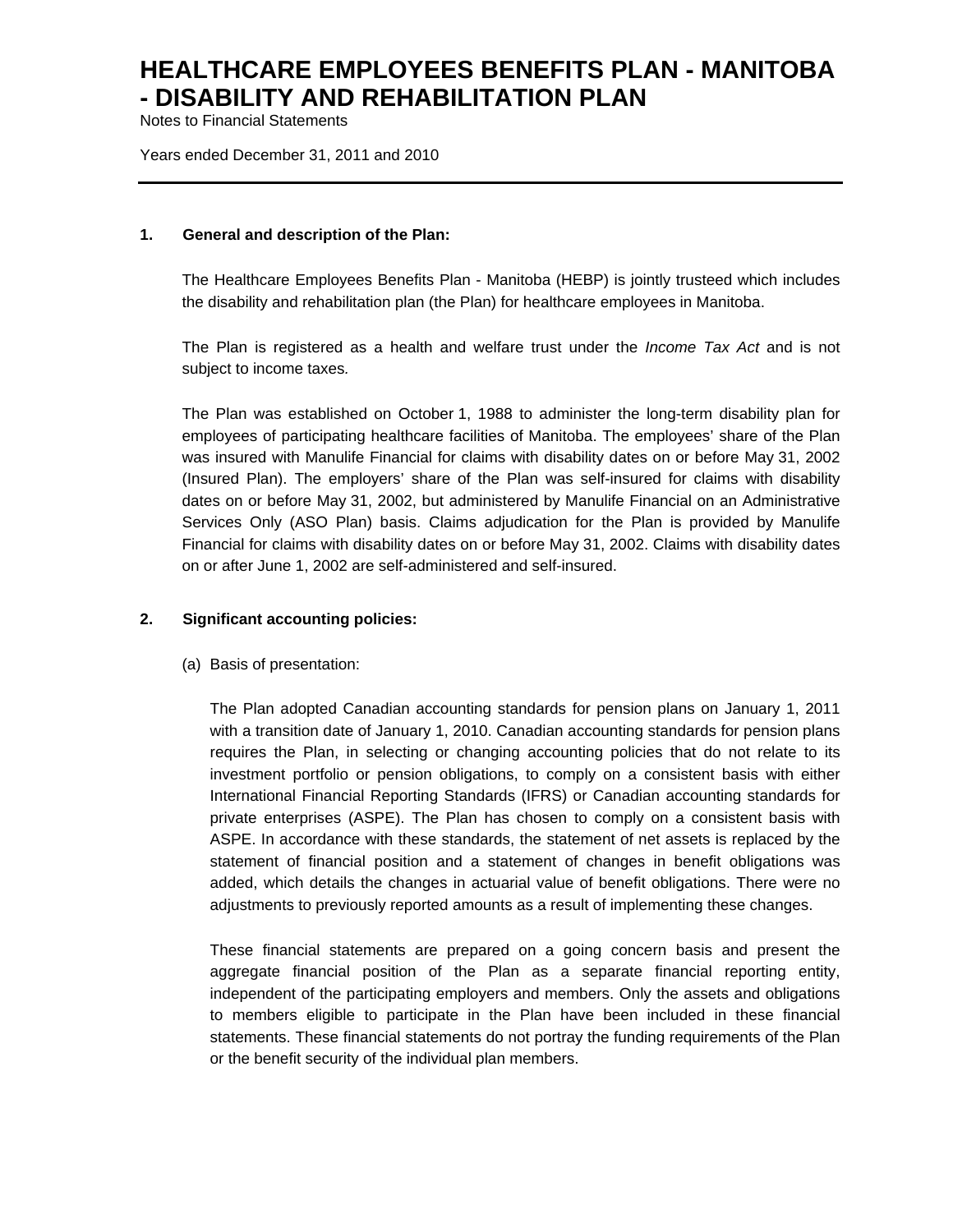# HEALTHCARE EMPLOYEES BENEFITS PLAN - MANITOBA - DISABILITY AND REHABILITATION PLAN

Notes to Financial Statements

Years ended December 31, 2011 and 2010

## 1. General and description of the Plan:

The Healthcare Employees Benefits Plan - Manitoba (HEBP) is jointly trusteed which includes the disability and rehabilitation plan (the Plan) for healthcare employees in Manitoba.

The Plan is registered as a health and welfare trust under the *Income Tax Act* and is not subject to income taxes.

The Plan was established on October 1, 1988 to administer the long-term disability plan for employees of participating healthcare facilities of Manitoba. The employees' share of the Plan was insured with Manulife Financial for claims with disability dates on or before May 31, 2002 (Insured Plan). The employers' share of the Plan was self-insured for claims with disability dates on or before May 31, 2002, but administered by Manulife Financial on an Administrative Services Only (ASO Plan) basis. Claims adjudication for the Plan is provided by Manulife Financial for claims with disability dates on or before May 31, 2002. Claims with disability dates on or after June 1, 2002 are self-administered and self-insured.

## 2. Significant accounting policies:

(a) Basis of presentation:

The Plan adopted Canadian accounting standards for pension plans on January 1, 2011 with a transition date of January 1, 2010. Canadian accounting standards for pension plans requires the Plan, in selecting or changing accounting policies that do not relate to its investment portfolio or pension obligations, to comply on a consistent basis with either International Financial Reporting Standards (IFRS) or Canadian accounting standards for private enterprises (ASPE). The Plan has chosen to comply on a consistent basis with ASPE. In accordance with these standards, the statement of net assets is replaced by the statement of financial position and a statement of changes in benefit obligations was added, which details the changes in actuarial value of benefit obligations. There were no adjustments to previously reported amounts as a result of implementing these changes.

These financial statements are prepared on a going concern basis and present the aggregate financial position of the Plan as a separate financial reporting entity, independent of the participating employers and members. Only the assets and obligations to members eligible to participate in the Plan have been included in these financial statements. These financial statements do not portray the funding requirements of the Plan or the benefit security of the individual plan members.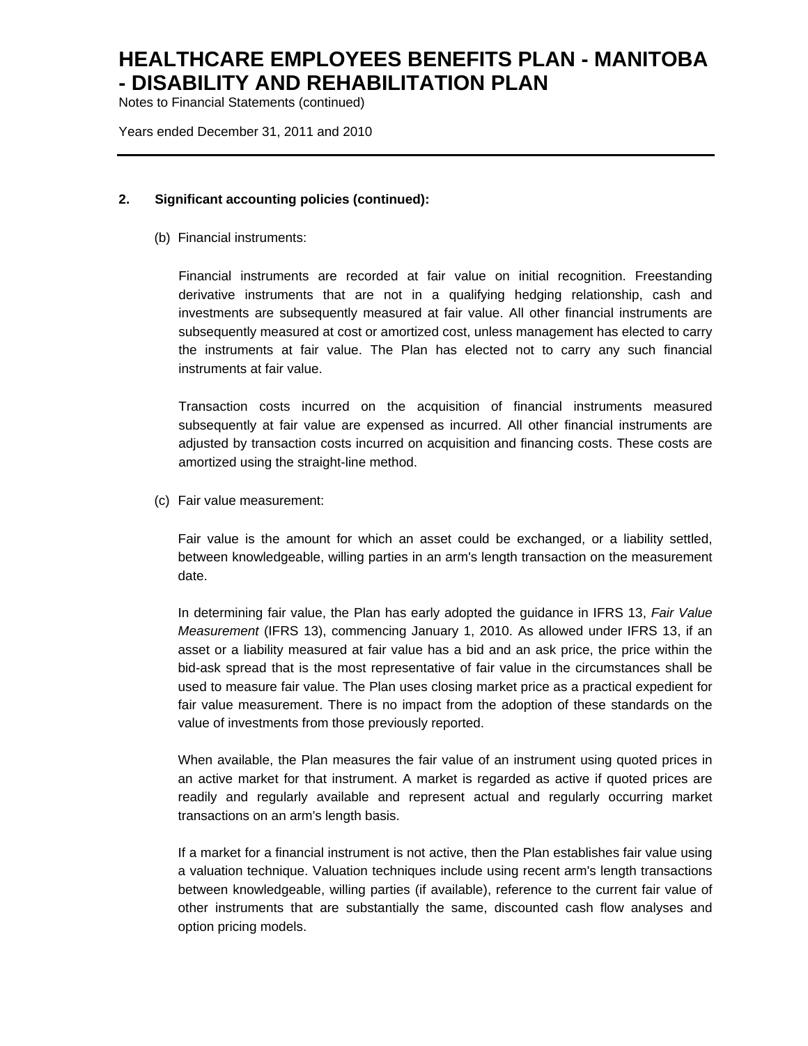## 2. Significant accounting policies (continued):

(b) Financial instruments:

Financial instruments are recorded at fair value on initial recognition. Freestanding derivative instruments that are not in a qualifying hedging relationship, cash and investments are subsequently measured at fair value. All other financial instruments are subsequently measured at cost or amortized cost, unless management has elected to carry the instruments at fair value. The Plan has elected not to carry any such financial instruments at fair value.

Transaction costs incurred on the acquisition of financial instruments measured subsequently at fair value are expensed as incurred. All other financial instruments are adjusted by transaction costs incurred on acquisition and financing costs. These costs are amortized using the straight-line method.

(c) Fair value measurement:

Fair value is the amount for which an asset could be exchanged, or a liability settled, between knowledgeable, willing parties in an arm's length transaction on the measurement date.

In determining fair value, the Plan has early adopted the guidance in IFRS 13, *Fair Value Measurement* (IFRS 13), commencing January 1, 2010. As allowed under IFRS 13, if an asset or a liability measured at fair value has a bid and an ask price, the price within the bid-ask spread that is the most representative of fair value in the circumstances shall be used to measure fair value. The Plan uses closing market price as a practical expedient for fair value measurement. There is no impact from the adoption of these standards on the value of investments from those previously reported.

When available, the Plan measures the fair value of an instrument using quoted prices in an active market for that instrument. A market is regarded as active if quoted prices are readily and regularly available and represent actual and regularly occurring market transactions on an arm's length basis.

If a market for a financial instrument is not active, then the Plan establishes fair value using a valuation technique. Valuation techniques include using recent arm's length transactions between knowledgeable, willing parties (if available), reference to the current fair value of other instruments that are substantially the same, discounted cash flow analyses and option pricing models.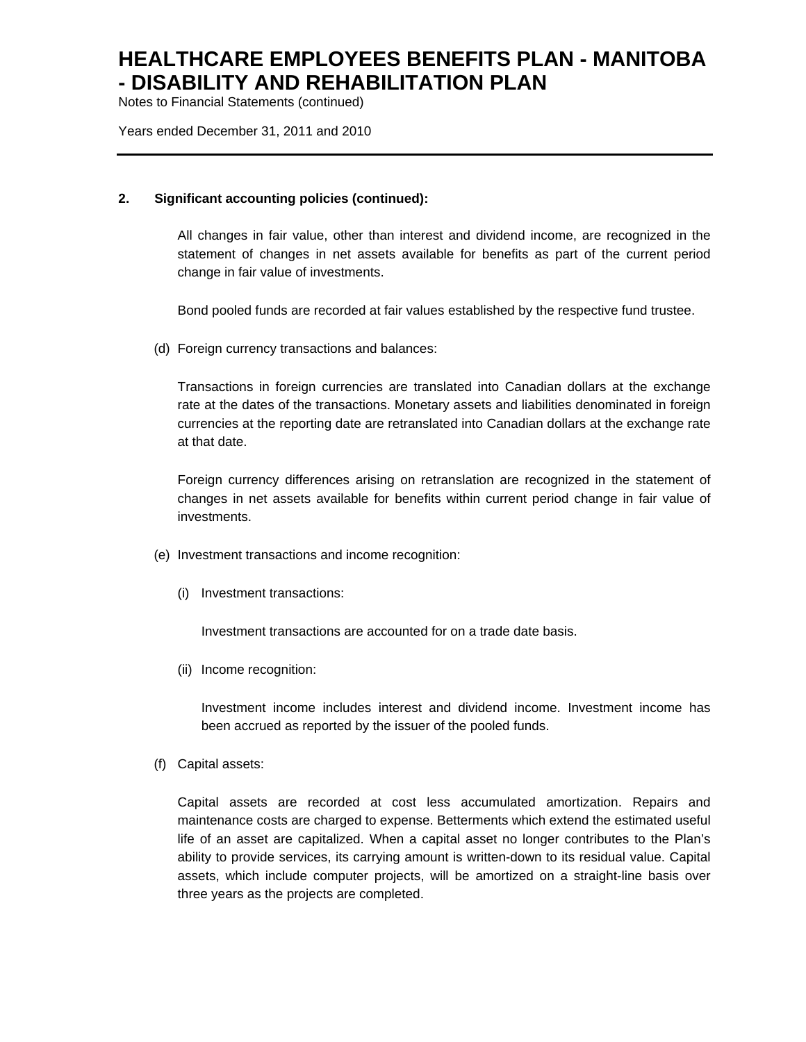## 2. Significant accounting policies (continued):

All changes in fair value, other than interest and dividend income, are recognized in the statement of changes in net assets available for benefits as part of the current period change in fair value of investments.

Bond pooled funds are recorded at fair values established by the respective fund trustee.

(d) Foreign currency transactions and balances:

Transactions in foreign currencies are translated into Canadian dollars at the exchange rate at the dates of the transactions. Monetary assets and liabilities denominated in foreign currencies at the reporting date are retranslated into Canadian dollars at the exchange rate at that date.

Foreign currency differences arising on retranslation are recognized in the statement of changes in net assets available for benefits within current period change in fair value of investments.

(e) Investment transactions and income recognition:

(i) Investment transactions:

Investment transactions are accounted for on a trade date basis.

(ii) Income recognition:

Investment income includes interest and dividend income. Investment income has been accrued as reported by the issuer of the pooled funds.

(f) Capital assets:

Capital assets are recorded at cost less accumulated amortization. Repairs and maintenance costs are charged to expense. Betterments which extend the estimated useful life of an asset are capitalized. When a capital asset no longer contributes to the Plan's ability to provide services, its carrying amount is written-down to its residual value. Capital assets, which include computer projects, will be amortized on a straight-line basis over three years as the projects are completed.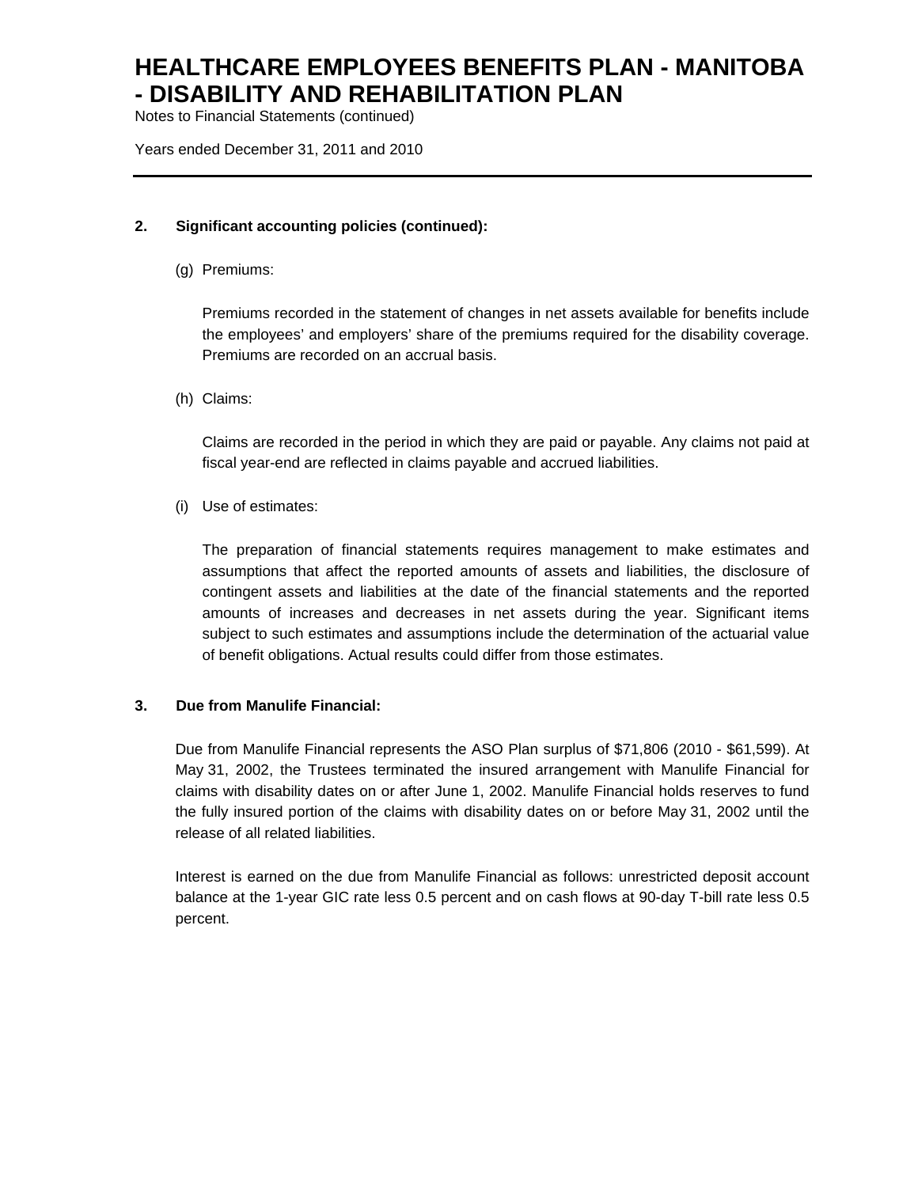## 2. Significant accounting policies (continued):

(g) Premiums:

Premiums recorded in the statement of changes in net assets available for benefits include the employees' and employers' share of the premiums required for the disability coverage. Premiums are recorded on an accrual basis.

(h) Claims:

Claims are recorded in the period in which they are paid or payable. Any claims not paid at fiscal year-end are reflected in claims payable and accrued liabilities.

(i) Use of estimates:

The preparation of financial statements requires management to make estimates and assumptions that affect the reported amounts of assets and liabilities, the disclosure of contingent assets and liabilities at the date of the financial statements and the reported amounts of increases and decreases in net assets during the year. Significant items subject to such estimates and assumptions include the determination of the actuarial value of benefit obligations. Actual results could differ from those estimates.

## 3. Due from Manulife Financial:

Due from Manulife Financial represents the ASO Plan surplus of $71,806 (2010 - $61,599). At May 31, 2002, the Trustees terminated the insured arrangement with Manulife Financial for claims with disability dates on or after June 1, 2002. Manulife Financial holds reserves to fund the fully insured portion of the claims with disability dates on or before May 31, 2002 until the release of all related liabilities.

Interest is earned on the due from Manulife Financial as follows: unrestricted deposit account balance at the 1-year GIC rate less 0.5 percent and on cash flows at 90-day T-bill rate less 0.5 percent.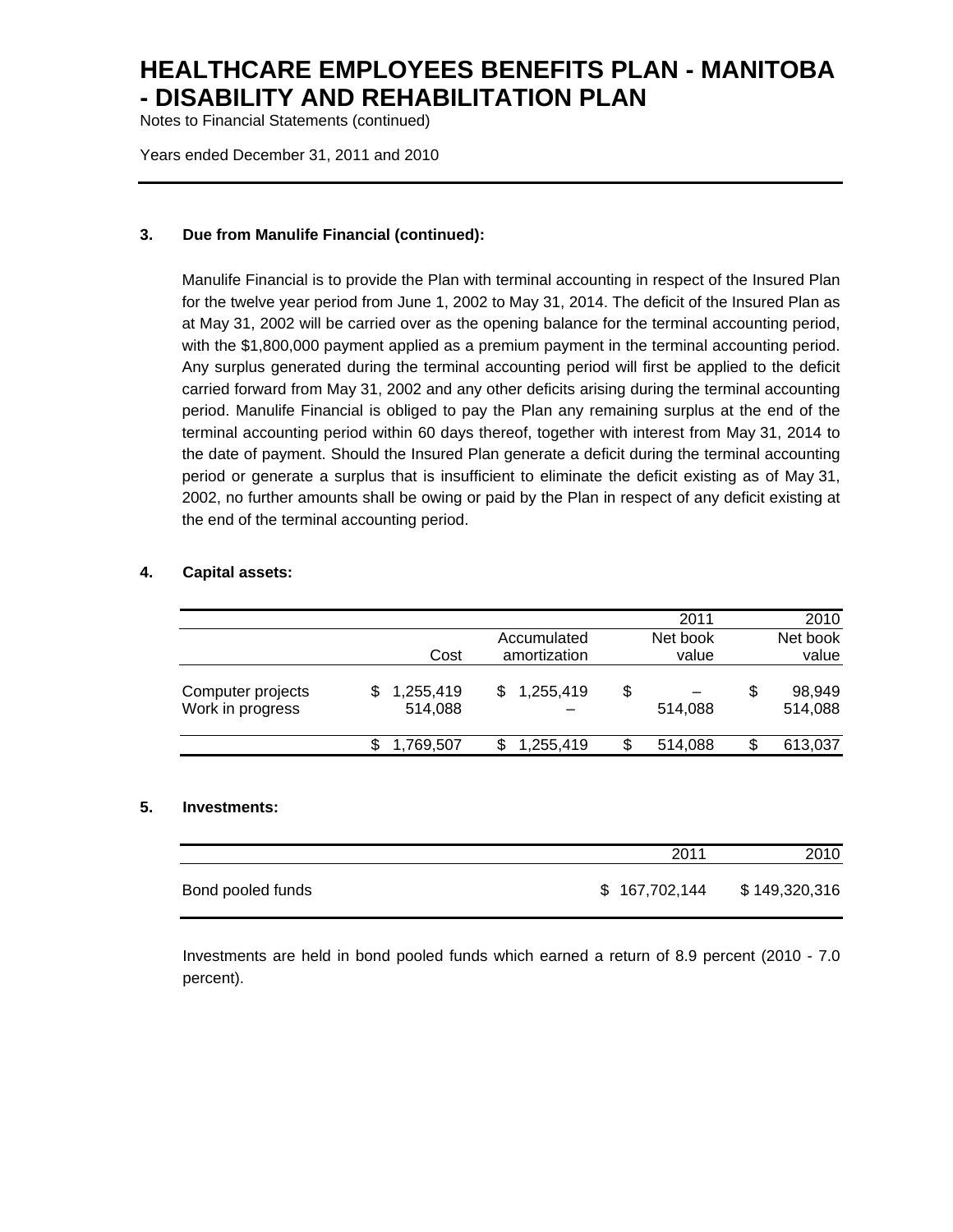### 3. Due from Manulife Financial (continued):

Manulife Financial is to provide the Plan with terminal accounting in respect of the Insured Plan for the twelve year period from June 1, 2002 to May 31, 2014. The deficit of the Insured Plan as at May 31, 2002 will be carried over as the opening balance for the terminal accounting period, with the $1,800,000 payment applied as a premium payment in the terminal accounting period. Any surplus generated during the terminal accounting period will first be applied to the deficit carried forward from May 31, 2002 and any other deficits arising during the terminal accounting period. Manulife Financial is obliged to pay the Plan any remaining surplus at the end of the terminal accounting period within 60 days thereof, together with interest from May 31, 2014 to the date of payment. Should the Insured Plan generate a deficit during the terminal accounting period or generate a surplus that is insufficient to eliminate the deficit existing as of May 31, 2002, no further amounts shall be owing or paid by the Plan in respect of any deficit existing at the end of the terminal accounting period.

### 4. Capital assets:

| | | | 2011 | 2010 |
|---|---|---|---|---|
| | Cost | Accumulated amortization | Net book value | Net book value |
| Computer projects | $ 1,255,419 | $ 1,255,419 | $ – | $ 98,949 |
| Work in progress | 514,088 | – | 514,088 | 514,088 |
| | $ 1,769,507 | $ 1,255,419 | $ 514,088 | $ 613,037 |

### 5. Investments:

| | 2011 | 2010 |
|---|---|---|
| Bond pooled funds | $ 167,702,144 | $ 149,320,316 |

Investments are held in bond pooled funds which earned a return of 8.9 percent (2010 - 7.0 percent).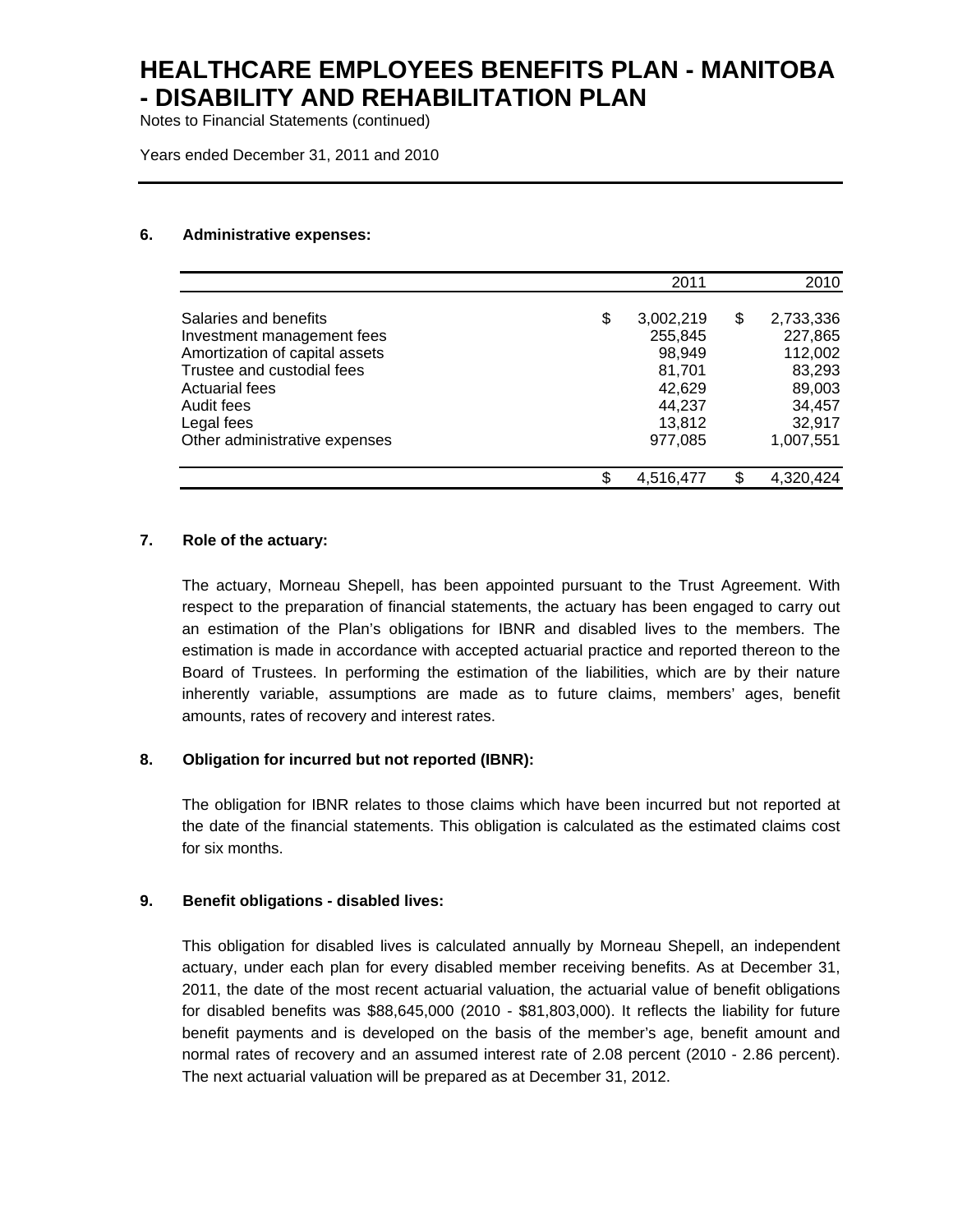# HEALTHCARE EMPLOYEES BENEFITS PLAN - MANITOBA - DISABILITY AND REHABILITATION PLAN

Notes to Financial Statements (continued)

Years ended December 31, 2011 and 2010

## 6. Administrative expenses:

| | 2011 | 2010 |
|---|---|---|
| Salaries and benefits | $ 3,002,219 | $ 2,733,336 |
| Investment management fees | 255,845 | 227,865 |
| Amortization of capital assets | 98,949 | 112,002 |
| Trustee and custodial fees | 81,701 | 83,293 |
| Actuarial fees | 42,629 | 89,003 |
| Audit fees | 44,237 | 34,457 |
| Legal fees | 13,812 | 32,917 |
| Other administrative expenses | 977,085 | 1,007,551 |
| | $ 4,516,477 | $ 4,320,424 |

## 7. Role of the actuary:

The actuary, Morneau Shepell, has been appointed pursuant to the Trust Agreement. With respect to the preparation of financial statements, the actuary has been engaged to carry out an estimation of the Plan's obligations for IBNR and disabled lives to the members. The estimation is made in accordance with accepted actuarial practice and reported thereon to the Board of Trustees. In performing the estimation of the liabilities, which are by their nature inherently variable, assumptions are made as to future claims, members' ages, benefit amounts, rates of recovery and interest rates.

## 8. Obligation for incurred but not reported (IBNR):

The obligation for IBNR relates to those claims which have been incurred but not reported at the date of the financial statements. This obligation is calculated as the estimated claims cost for six months.

## 9. Benefit obligations - disabled lives:

This obligation for disabled lives is calculated annually by Morneau Shepell, an independent actuary, under each plan for every disabled member receiving benefits. As at December 31, 2011, the date of the most recent actuarial valuation, the actuarial value of benefit obligations for disabled benefits was $88,645,000 (2010 - $81,803,000). It reflects the liability for future benefit payments and is developed on the basis of the member's age, benefit amount and normal rates of recovery and an assumed interest rate of 2.08 percent (2010 - 2.86 percent). The next actuarial valuation will be prepared as at December 31, 2012.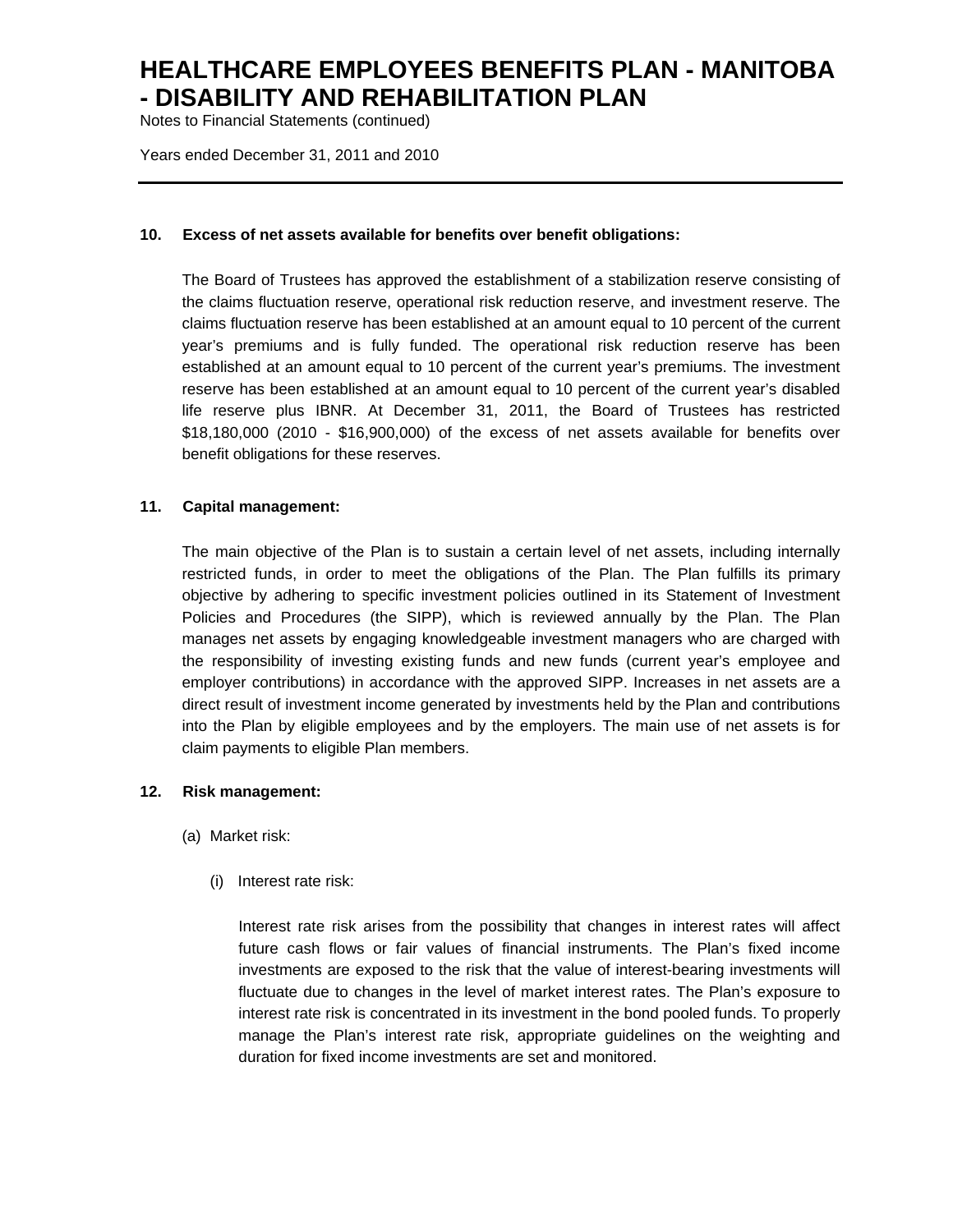# HEALTHCARE EMPLOYEES BENEFITS PLAN - MANITOBA - DISABILITY AND REHABILITATION PLAN

Notes to Financial Statements (continued)

Years ended December 31, 2011 and 2010

---

## 10. Excess of net assets available for benefits over benefit obligations:

The Board of Trustees has approved the establishment of a stabilization reserve consisting of the claims fluctuation reserve, operational risk reduction reserve, and investment reserve. The claims fluctuation reserve has been established at an amount equal to 10 percent of the current year's premiums and is fully funded. The operational risk reduction reserve has been established at an amount equal to 10 percent of the current year's premiums. The investment reserve has been established at an amount equal to 10 percent of the current year's disabled life reserve plus IBNR. At December 31, 2011, the Board of Trustees has restricted $18,180,000 (2010 - $16,900,000) of the excess of net assets available for benefits over benefit obligations for these reserves.

## 11. Capital management:

The main objective of the Plan is to sustain a certain level of net assets, including internally restricted funds, in order to meet the obligations of the Plan. The Plan fulfills its primary objective by adhering to specific investment policies outlined in its Statement of Investment Policies and Procedures (the SIPP), which is reviewed annually by the Plan. The Plan manages net assets by engaging knowledgeable investment managers who are charged with the responsibility of investing existing funds and new funds (current year's employee and employer contributions) in accordance with the approved SIPP. Increases in net assets are a direct result of investment income generated by investments held by the Plan and contributions into the Plan by eligible employees and by the employers. The main use of net assets is for claim payments to eligible Plan members.

## 12. Risk management:

(a) Market risk:

(i) Interest rate risk:

Interest rate risk arises from the possibility that changes in interest rates will affect future cash flows or fair values of financial instruments. The Plan's fixed income investments are exposed to the risk that the value of interest-bearing investments will fluctuate due to changes in the level of market interest rates. The Plan's exposure to interest rate risk is concentrated in its investment in the bond pooled funds. To properly manage the Plan's interest rate risk, appropriate guidelines on the weighting and duration for fixed income investments are set and monitored.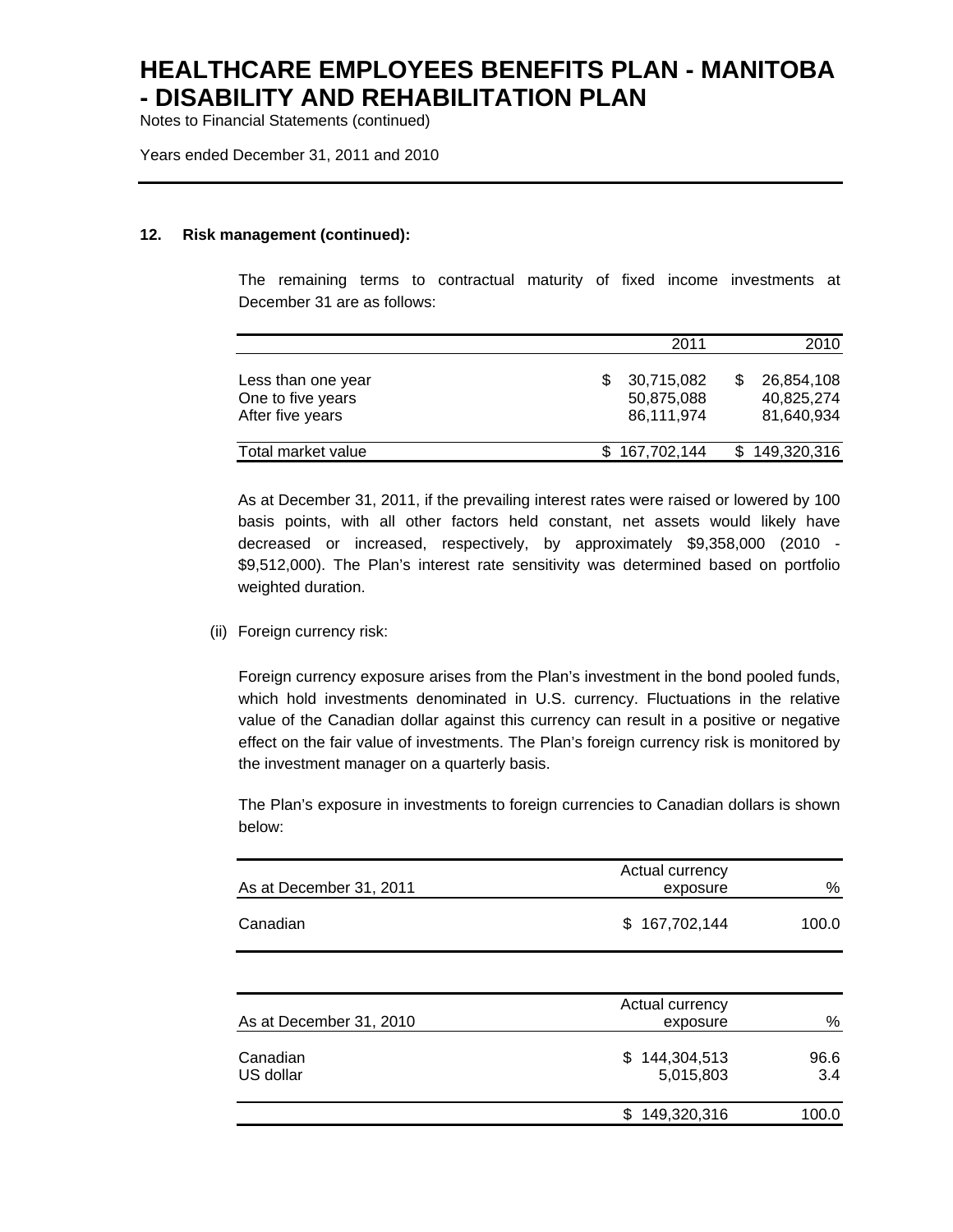**12. Risk management (continued):**

The remaining terms to contractual maturity of fixed income investments at December 31 are as follows:

| | 2011 | 2010 |
|---|---|---|
| Less than one year | $ 30,715,082 | $ 26,854,108 |
| One to five years | 50,875,088 | 40,825,274 |
| After five years | 86,111,974 | 81,640,934 |
| Total market value | $ 167,702,144 | $ 149,320,316 |

As at December 31, 2011, if the prevailing interest rates were raised or lowered by 100 basis points, with all other factors held constant, net assets would likely have decreased or increased, respectively, by approximately $9,358,000 (2010 - $9,512,000). The Plan's interest rate sensitivity was determined based on portfolio weighted duration.

(ii) Foreign currency risk:

Foreign currency exposure arises from the Plan's investment in the bond pooled funds, which hold investments denominated in U.S. currency. Fluctuations in the relative value of the Canadian dollar against this currency can result in a positive or negative effect on the fair value of investments. The Plan's foreign currency risk is monitored by the investment manager on a quarterly basis.

The Plan's exposure in investments to foreign currencies to Canadian dollars is shown below:

| As at December 31, 2011 | Actual currency exposure | % |
|---|---|---|
| Canadian | $ 167,702,144 | 100.0 |

| As at December 31, 2010 | Actual currency exposure | % |
|---|---|---|
| Canadian | $ 144,304,513 | 96.6 |
| US dollar | 5,015,803 | 3.4 |
| | $ 149,320,316 | 100.0 |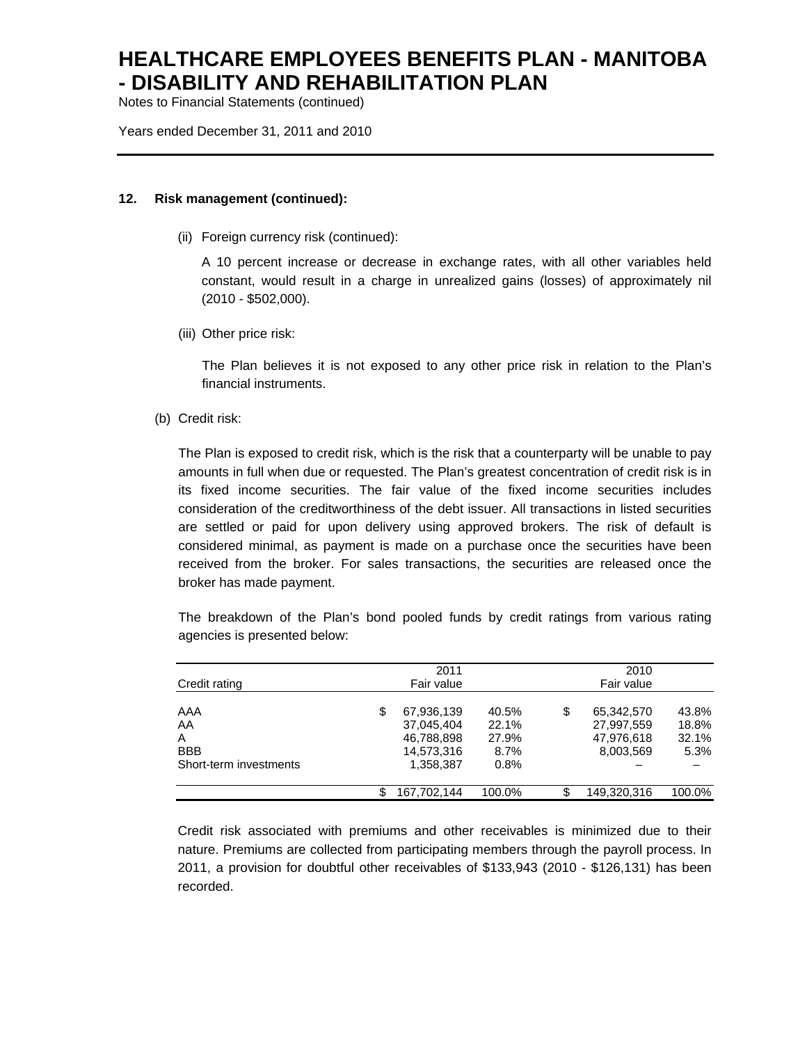## 12. Risk management (continued):

(ii) Foreign currency risk (continued):

A 10 percent increase or decrease in exchange rates, with all other variables held constant, would result in a charge in unrealized gains (losses) of approximately nil (2010 - $502,000).

(iii) Other price risk:

The Plan believes it is not exposed to any other price risk in relation to the Plan's financial instruments.

(b) Credit risk:

The Plan is exposed to credit risk, which is the risk that a counterparty will be unable to pay amounts in full when due or requested. The Plan's greatest concentration of credit risk is in its fixed income securities. The fair value of the fixed income securities includes consideration of the creditworthiness of the debt issuer. All transactions in listed securities are settled or paid for upon delivery using approved brokers. The risk of default is considered minimal, as payment is made on a purchase once the securities have been received from the broker. For sales transactions, the securities are released once the broker has made payment.

The breakdown of the Plan's bond pooled funds by credit ratings from various rating agencies is presented below:

| Credit rating | 2011 Fair value | | 2010 Fair value | |
|---|---|---|---|---|
| AAA | $ 67,936,139 | 40.5% | $ 65,342,570 | 43.8% |
| AA | 37,045,404 | 22.1% | 27,997,559 | 18.8% |
| A | 46,788,898 | 27.9% | 47,976,618 | 32.1% |
| BBB | 14,573,316 | 8.7% | 8,003,569 | 5.3% |
| Short-term investments | 1,358,387 | 0.8% | – | – |
| | $ 167,702,144 | 100.0% | $ 149,320,316 | 100.0% |

Credit risk associated with premiums and other receivables is minimized due to their nature. Premiums are collected from participating members through the payroll process. In 2011, a provision for doubtful other receivables of $133,943 (2010 - $126,131) has been recorded.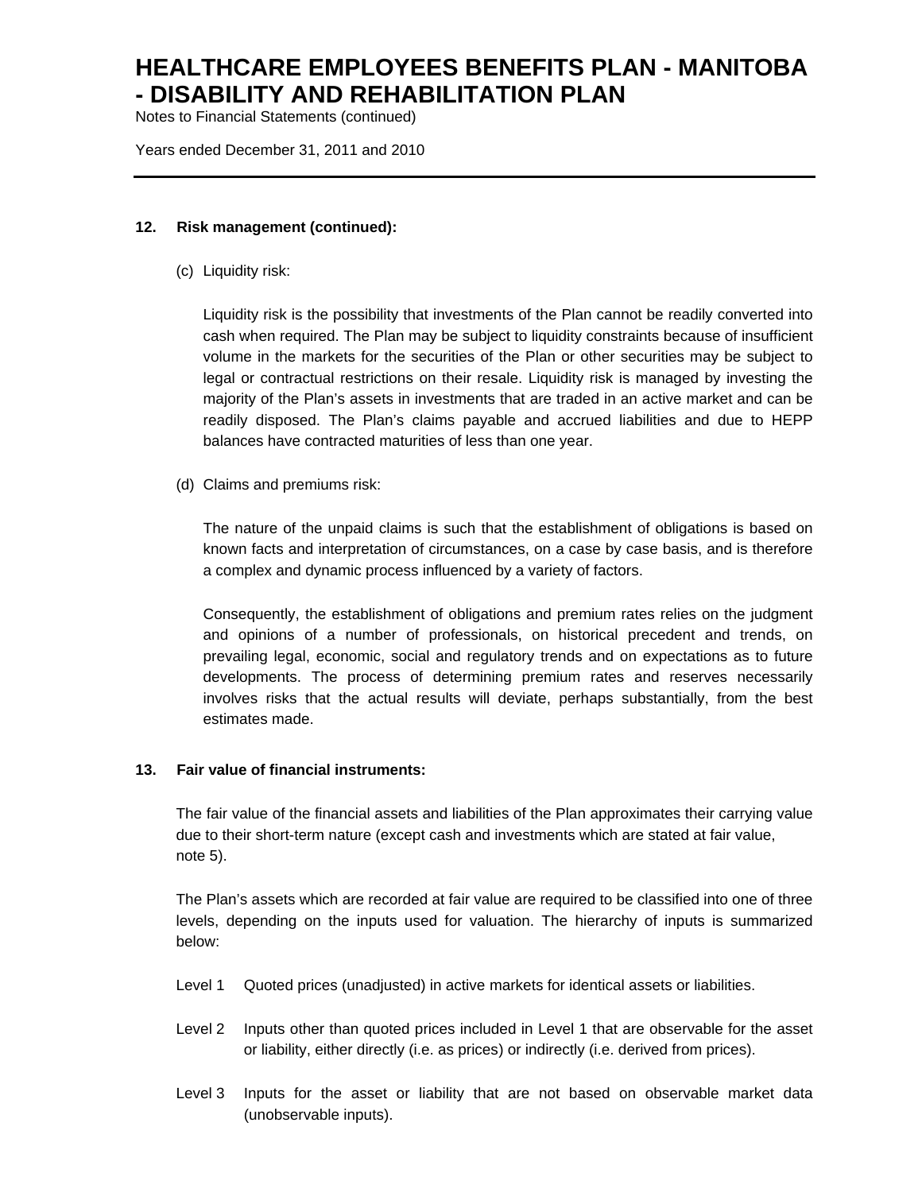## 12. Risk management (continued):

(c) Liquidity risk:

Liquidity risk is the possibility that investments of the Plan cannot be readily converted into cash when required. The Plan may be subject to liquidity constraints because of insufficient volume in the markets for the securities of the Plan or other securities may be subject to legal or contractual restrictions on their resale. Liquidity risk is managed by investing the majority of the Plan's assets in investments that are traded in an active market and can be readily disposed. The Plan's claims payable and accrued liabilities and due to HEPP balances have contracted maturities of less than one year.

(d) Claims and premiums risk:

The nature of the unpaid claims is such that the establishment of obligations is based on known facts and interpretation of circumstances, on a case by case basis, and is therefore a complex and dynamic process influenced by a variety of factors.

Consequently, the establishment of obligations and premium rates relies on the judgment and opinions of a number of professionals, on historical precedent and trends, on prevailing legal, economic, social and regulatory trends and on expectations as to future developments. The process of determining premium rates and reserves necessarily involves risks that the actual results will deviate, perhaps substantially, from the best estimates made.

## 13. Fair value of financial instruments:

The fair value of the financial assets and liabilities of the Plan approximates their carrying value due to their short-term nature (except cash and investments which are stated at fair value, note 5).

The Plan's assets which are recorded at fair value are required to be classified into one of three levels, depending on the inputs used for valuation. The hierarchy of inputs is summarized below:

- Level 1 Quoted prices (unadjusted) in active markets for identical assets or liabilities.
- Level 2 Inputs other than quoted prices included in Level 1 that are observable for the asset or liability, either directly (i.e. as prices) or indirectly (i.e. derived from prices).
- Level 3 Inputs for the asset or liability that are not based on observable market data (unobservable inputs).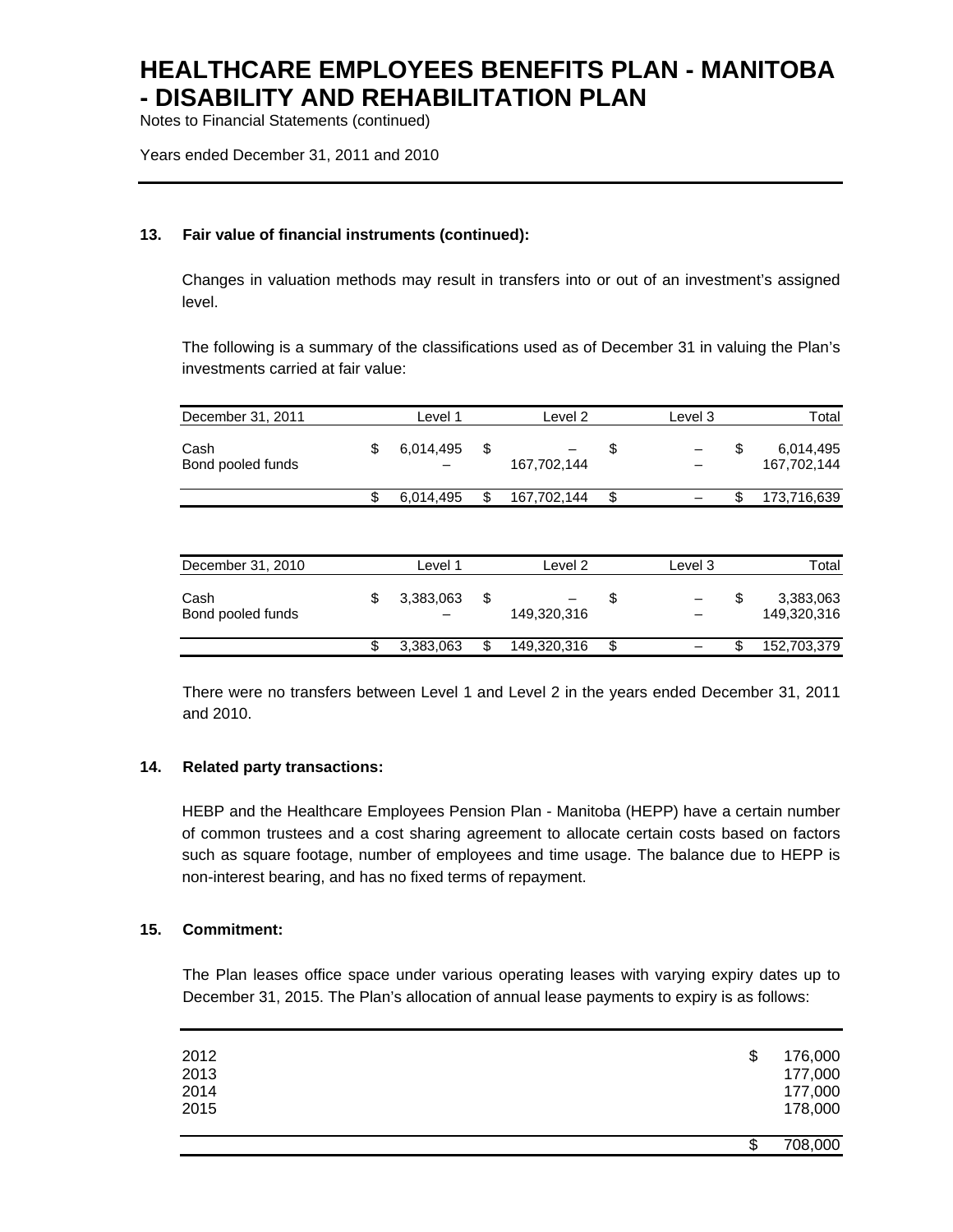# HEALTHCARE EMPLOYEES BENEFITS PLAN - MANITOBA - DISABILITY AND REHABILITATION PLAN

Notes to Financial Statements (continued)

Years ended December 31, 2011 and 2010

**13. Fair value of financial instruments (continued):**

Changes in valuation methods may result in transfers into or out of an investment's assigned level.

The following is a summary of the classifications used as of December 31 in valuing the Plan's investments carried at fair value:

| December 31, 2011 | Level 1 | Level 2 | Level 3 | Total |
|---|---|---|---|---|
| Cash | $ 6,014,495 | $ – | $ – | $ 6,014,495 |
| Bond pooled funds | – | 167,702,144 | – | 167,702,144 |
| | $ 6,014,495 | $ 167,702,144 | $ – | $ 173,716,639 |

| December 31, 2010 | Level 1 | Level 2 | Level 3 | Total |
|---|---|---|---|---|
| Cash | $ 3,383,063 | $ – | $ – | $ 3,383,063 |
| Bond pooled funds | – | 149,320,316 | – | 149,320,316 |
| | $ 3,383,063 | $ 149,320,316 | $ – | $ 152,703,379 |

There were no transfers between Level 1 and Level 2 in the years ended December 31, 2011 and 2010.

**14. Related party transactions:**

HEBP and the Healthcare Employees Pension Plan - Manitoba (HEPP) have a certain number of common trustees and a cost sharing agreement to allocate certain costs based on factors such as square footage, number of employees and time usage. The balance due to HEPP is non-interest bearing, and has no fixed terms of repayment.

**15. Commitment:**

The Plan leases office space under various operating leases with varying expiry dates up to December 31, 2015. The Plan's allocation of annual lease payments to expiry is as follows:

| | |
|---|---|
| 2012 | $ 176,000 |
| 2013 | 177,000 |
| 2014 | 177,000 |
| 2015 | 178,000 |
| | $ 708,000 |